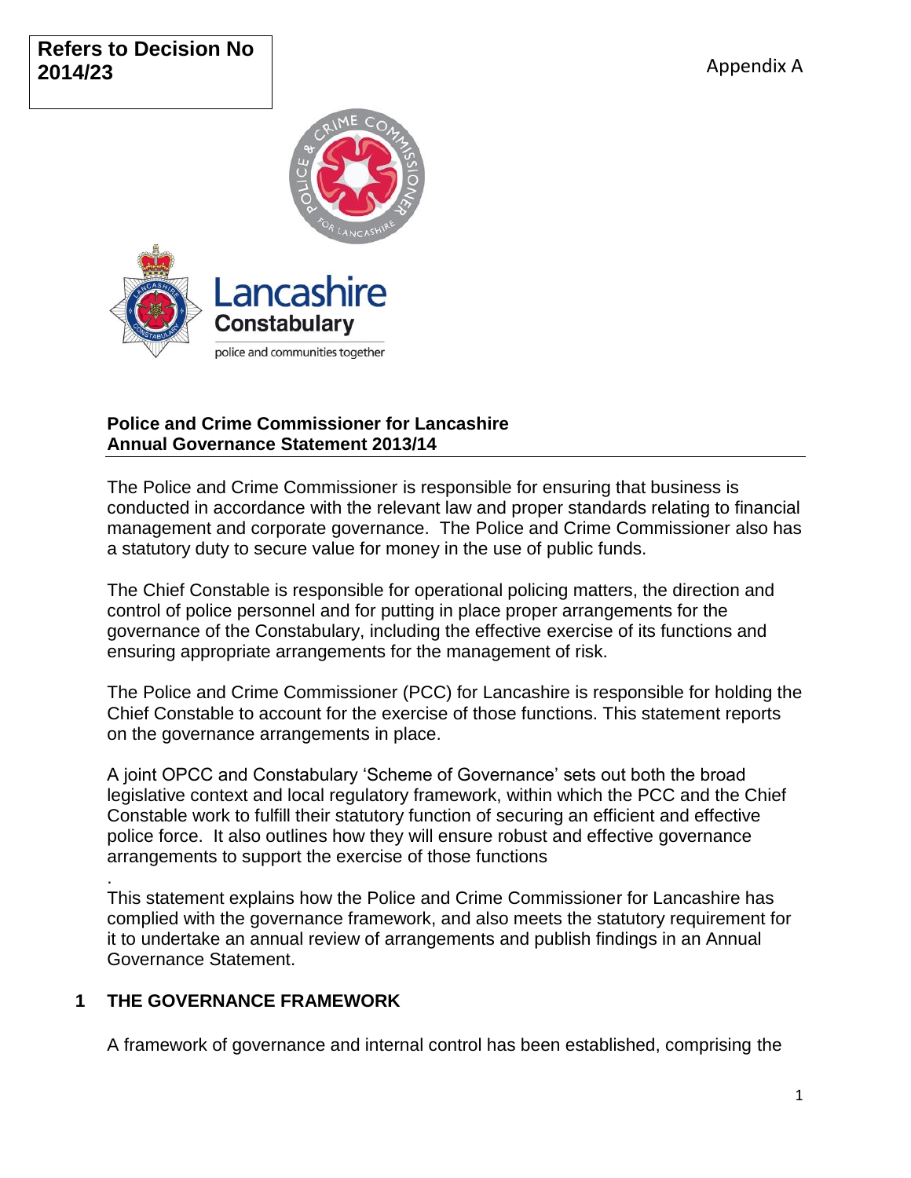**Refers to Decision No 2014/23**

Appendix A

**Police and Crime Commissioner for Lancashire**
**Annual Governance Statement 2013/14**

The Police and Crime Commissioner is responsible for ensuring that business is conducted in accordance with the relevant law and proper standards relating to financial management and corporate governance. The Police and Crime Commissioner also has a statutory duty to secure value for money in the use of public funds.

The Chief Constable is responsible for operational policing matters, the direction and control of police personnel and for putting in place proper arrangements for the governance of the Constabulary, including the effective exercise of its functions and ensuring appropriate arrangements for the management of risk.

The Police and Crime Commissioner (PCC) for Lancashire is responsible for holding the Chief Constable to account for the exercise of those functions. This statement reports on the governance arrangements in place.

A joint OPCC and Constabulary 'Scheme of Governance' sets out both the broad legislative context and local regulatory framework, within which the PCC and the Chief Constable work to fulfill their statutory function of securing an efficient and effective police force. It also outlines how they will ensure robust and effective governance arrangements to support the exercise of those functions

.
This statement explains how the Police and Crime Commissioner for Lancashire has complied with the governance framework, and also meets the statutory requirement for it to undertake an annual review of arrangements and publish findings in an Annual Governance Statement.

## 1 THE GOVERNANCE FRAMEWORK

A framework of governance and internal control has been established, comprising the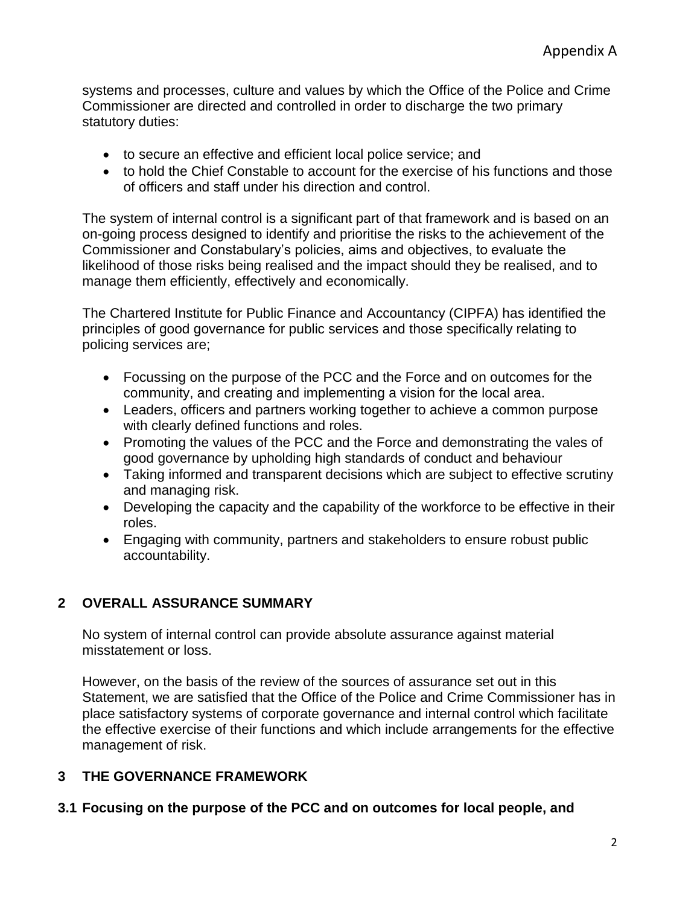systems and processes, culture and values by which the Office of the Police and Crime Commissioner are directed and controlled in order to discharge the two primary statutory duties:

- to secure an effective and efficient local police service; and
- to hold the Chief Constable to account for the exercise of his functions and those of officers and staff under his direction and control.

The system of internal control is a significant part of that framework and is based on an on-going process designed to identify and prioritise the risks to the achievement of the Commissioner and Constabulary's policies, aims and objectives, to evaluate the likelihood of those risks being realised and the impact should they be realised, and to manage them efficiently, effectively and economically.

The Chartered Institute for Public Finance and Accountancy (CIPFA) has identified the principles of good governance for public services and those specifically relating to policing services are;

- Focussing on the purpose of the PCC and the Force and on outcomes for the community, and creating and implementing a vision for the local area.
- Leaders, officers and partners working together to achieve a common purpose with clearly defined functions and roles.
- Promoting the values of the PCC and the Force and demonstrating the vales of good governance by upholding high standards of conduct and behaviour
- Taking informed and transparent decisions which are subject to effective scrutiny and managing risk.
- Developing the capacity and the capability of the workforce to be effective in their roles.
- Engaging with community, partners and stakeholders to ensure robust public accountability.

## 2 OVERALL ASSURANCE SUMMARY

No system of internal control can provide absolute assurance against material misstatement or loss.

However, on the basis of the review of the sources of assurance set out in this Statement, we are satisfied that the Office of the Police and Crime Commissioner has in place satisfactory systems of corporate governance and internal control which facilitate the effective exercise of their functions and which include arrangements for the effective management of risk.

## 3 THE GOVERNANCE FRAMEWORK

### 3.1 Focusing on the purpose of the PCC and on outcomes for local people, and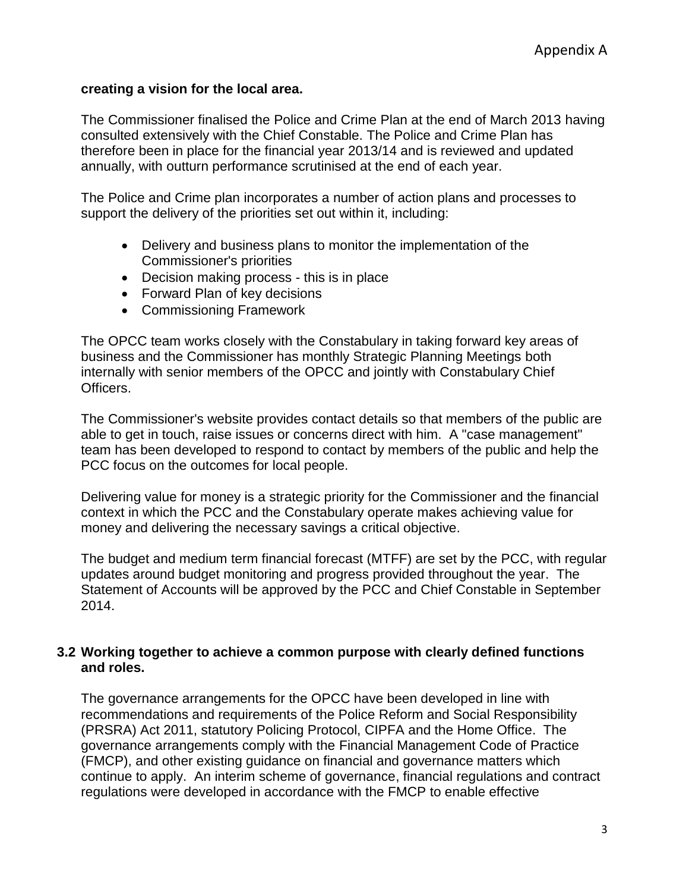**creating a vision for the local area.**

The Commissioner finalised the Police and Crime Plan at the end of March 2013 having consulted extensively with the Chief Constable. The Police and Crime Plan has therefore been in place for the financial year 2013/14 and is reviewed and updated annually, with outturn performance scrutinised at the end of each year.

The Police and Crime plan incorporates a number of action plans and processes to support the delivery of the priorities set out within it, including:

- Delivery and business plans to monitor the implementation of the Commissioner's priorities
- Decision making process - this is in place
- Forward Plan of key decisions
- Commissioning Framework

The OPCC team works closely with the Constabulary in taking forward key areas of business and the Commissioner has monthly Strategic Planning Meetings both internally with senior members of the OPCC and jointly with Constabulary Chief Officers.

The Commissioner's website provides contact details so that members of the public are able to get in touch, raise issues or concerns direct with him. A "case management" team has been developed to respond to contact by members of the public and help the PCC focus on the outcomes for local people.

Delivering value for money is a strategic priority for the Commissioner and the financial context in which the PCC and the Constabulary operate makes achieving value for money and delivering the necessary savings a critical objective.

The budget and medium term financial forecast (MTFF) are set by the PCC, with regular updates around budget monitoring and progress provided throughout the year. The Statement of Accounts will be approved by the PCC and Chief Constable in September 2014.

### 3.2 Working together to achieve a common purpose with clearly defined functions and roles.

The governance arrangements for the OPCC have been developed in line with recommendations and requirements of the Police Reform and Social Responsibility (PRSRA) Act 2011, statutory Policing Protocol, CIPFA and the Home Office. The governance arrangements comply with the Financial Management Code of Practice (FMCP), and other existing guidance on financial and governance matters which continue to apply. An interim scheme of governance, financial regulations and contract regulations were developed in accordance with the FMCP to enable effective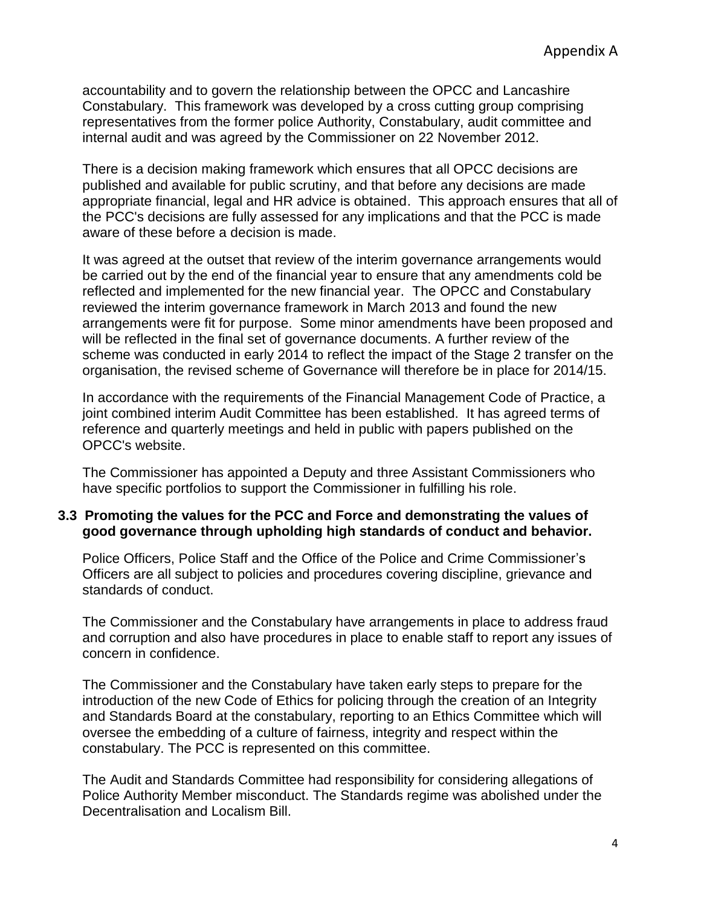accountability and to govern the relationship between the OPCC and Lancashire Constabulary. This framework was developed by a cross cutting group comprising representatives from the former police Authority, Constabulary, audit committee and internal audit and was agreed by the Commissioner on 22 November 2012.

There is a decision making framework which ensures that all OPCC decisions are published and available for public scrutiny, and that before any decisions are made appropriate financial, legal and HR advice is obtained. This approach ensures that all of the PCC's decisions are fully assessed for any implications and that the PCC is made aware of these before a decision is made.

It was agreed at the outset that review of the interim governance arrangements would be carried out by the end of the financial year to ensure that any amendments cold be reflected and implemented for the new financial year. The OPCC and Constabulary reviewed the interim governance framework in March 2013 and found the new arrangements were fit for purpose. Some minor amendments have been proposed and will be reflected in the final set of governance documents. A further review of the scheme was conducted in early 2014 to reflect the impact of the Stage 2 transfer on the organisation, the revised scheme of Governance will therefore be in place for 2014/15.

In accordance with the requirements of the Financial Management Code of Practice, a joint combined interim Audit Committee has been established. It has agreed terms of reference and quarterly meetings and held in public with papers published on the OPCC's website.

The Commissioner has appointed a Deputy and three Assistant Commissioners who have specific portfolios to support the Commissioner in fulfilling his role.

### 3.3 Promoting the values for the PCC and Force and demonstrating the values of good governance through upholding high standards of conduct and behavior.

Police Officers, Police Staff and the Office of the Police and Crime Commissioner's Officers are all subject to policies and procedures covering discipline, grievance and standards of conduct.

The Commissioner and the Constabulary have arrangements in place to address fraud and corruption and also have procedures in place to enable staff to report any issues of concern in confidence.

The Commissioner and the Constabulary have taken early steps to prepare for the introduction of the new Code of Ethics for policing through the creation of an Integrity and Standards Board at the constabulary, reporting to an Ethics Committee which will oversee the embedding of a culture of fairness, integrity and respect within the constabulary. The PCC is represented on this committee.

The Audit and Standards Committee had responsibility for considering allegations of Police Authority Member misconduct. The Standards regime was abolished under the Decentralisation and Localism Bill.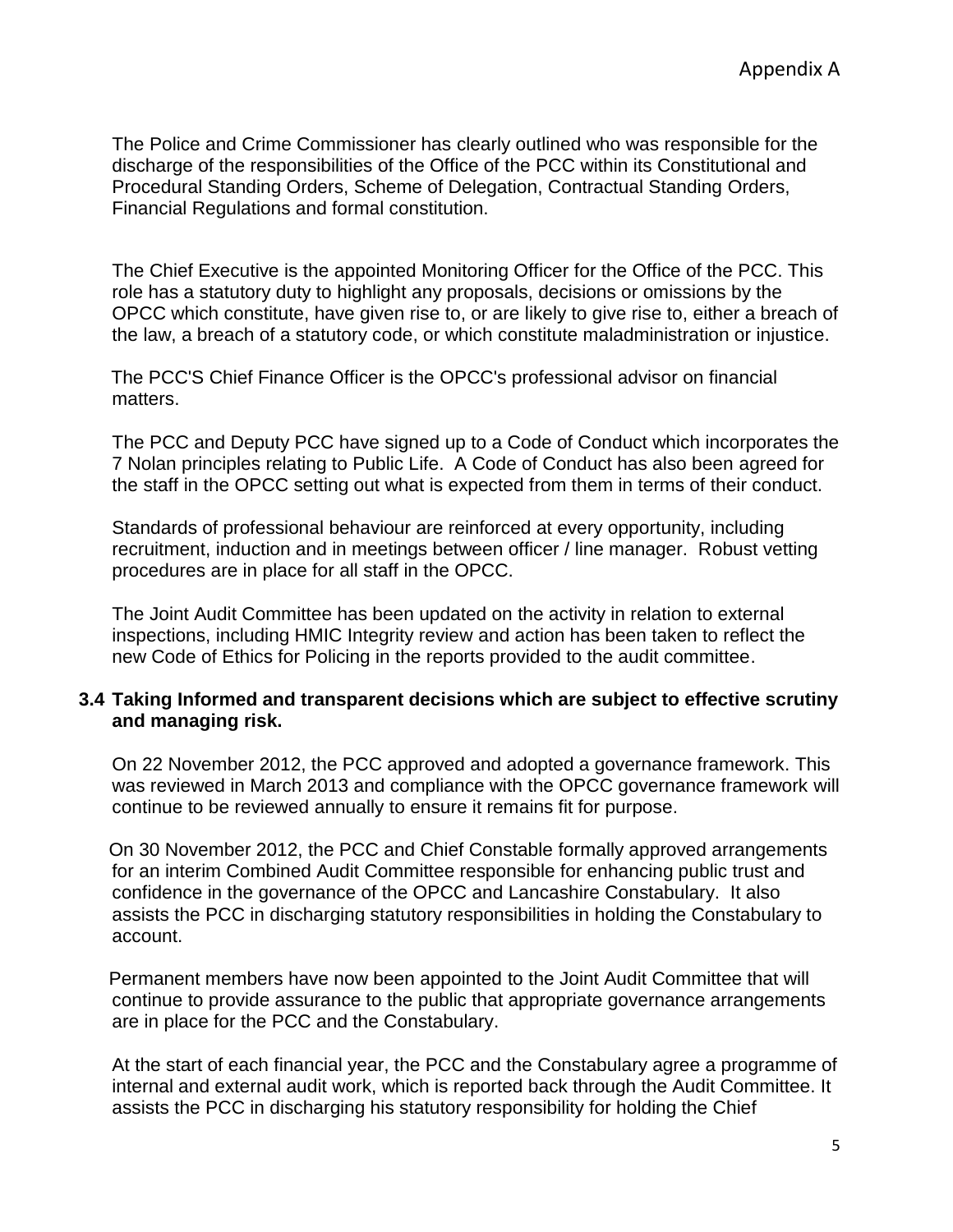The Police and Crime Commissioner has clearly outlined who was responsible for the discharge of the responsibilities of the Office of the PCC within its Constitutional and Procedural Standing Orders, Scheme of Delegation, Contractual Standing Orders, Financial Regulations and formal constitution.

The Chief Executive is the appointed Monitoring Officer for the Office of the PCC. This role has a statutory duty to highlight any proposals, decisions or omissions by the OPCC which constitute, have given rise to, or are likely to give rise to, either a breach of the law, a breach of a statutory code, or which constitute maladministration or injustice.

The PCC'S Chief Finance Officer is the OPCC's professional advisor on financial matters.

The PCC and Deputy PCC have signed up to a Code of Conduct which incorporates the 7 Nolan principles relating to Public Life. A Code of Conduct has also been agreed for the staff in the OPCC setting out what is expected from them in terms of their conduct.

Standards of professional behaviour are reinforced at every opportunity, including recruitment, induction and in meetings between officer / line manager. Robust vetting procedures are in place for all staff in the OPCC.

The Joint Audit Committee has been updated on the activity in relation to external inspections, including HMIC Integrity review and action has been taken to reflect the new Code of Ethics for Policing in the reports provided to the audit committee.

### 3.4 Taking Informed and transparent decisions which are subject to effective scrutiny and managing risk.

On 22 November 2012, the PCC approved and adopted a governance framework. This was reviewed in March 2013 and compliance with the OPCC governance framework will continue to be reviewed annually to ensure it remains fit for purpose.

On 30 November 2012, the PCC and Chief Constable formally approved arrangements for an interim Combined Audit Committee responsible for enhancing public trust and confidence in the governance of the OPCC and Lancashire Constabulary. It also assists the PCC in discharging statutory responsibilities in holding the Constabulary to account.

Permanent members have now been appointed to the Joint Audit Committee that will continue to provide assurance to the public that appropriate governance arrangements are in place for the PCC and the Constabulary.

At the start of each financial year, the PCC and the Constabulary agree a programme of internal and external audit work, which is reported back through the Audit Committee. It assists the PCC in discharging his statutory responsibility for holding the Chief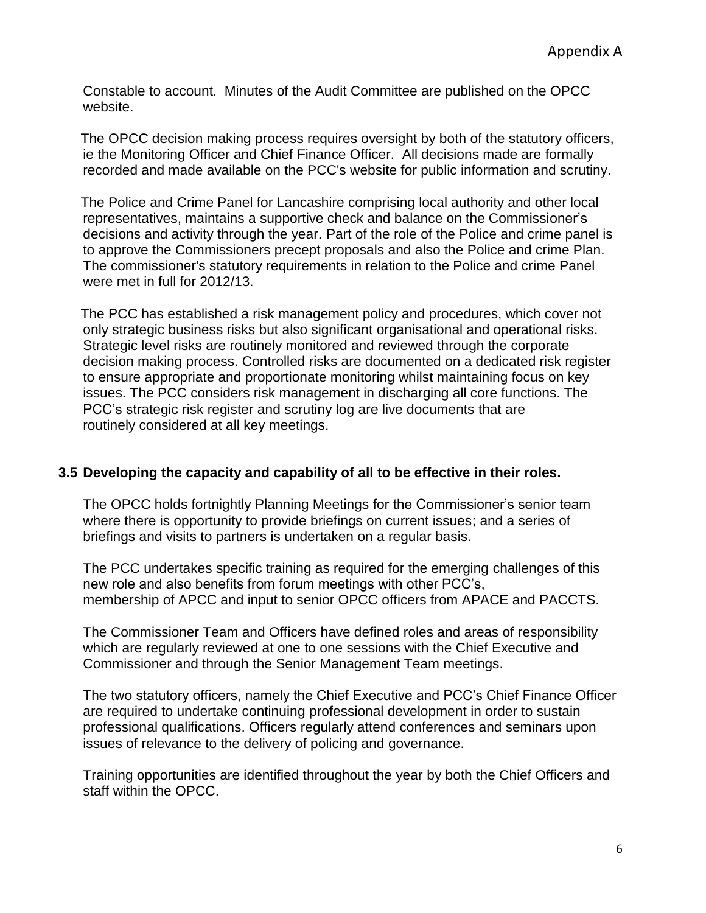Constable to account. Minutes of the Audit Committee are published on the OPCC website.

The OPCC decision making process requires oversight by both of the statutory officers, ie the Monitoring Officer and Chief Finance Officer. All decisions made are formally recorded and made available on the PCC's website for public information and scrutiny.

The Police and Crime Panel for Lancashire comprising local authority and other local representatives, maintains a supportive check and balance on the Commissioner's decisions and activity through the year. Part of the role of the Police and crime panel is to approve the Commissioners precept proposals and also the Police and crime Plan. The commissioner's statutory requirements in relation to the Police and crime Panel were met in full for 2012/13.

The PCC has established a risk management policy and procedures, which cover not only strategic business risks but also significant organisational and operational risks. Strategic level risks are routinely monitored and reviewed through the corporate decision making process. Controlled risks are documented on a dedicated risk register to ensure appropriate and proportionate monitoring whilst maintaining focus on key issues. The PCC considers risk management in discharging all core functions. The PCC's strategic risk register and scrutiny log are live documents that are routinely considered at all key meetings.

### 3.5 Developing the capacity and capability of all to be effective in their roles.

The OPCC holds fortnightly Planning Meetings for the Commissioner's senior team where there is opportunity to provide briefings on current issues; and a series of briefings and visits to partners is undertaken on a regular basis.

The PCC undertakes specific training as required for the emerging challenges of this new role and also benefits from forum meetings with other PCC's, membership of APCC and input to senior OPCC officers from APACE and PACCTS.

The Commissioner Team and Officers have defined roles and areas of responsibility which are regularly reviewed at one to one sessions with the Chief Executive and Commissioner and through the Senior Management Team meetings.

The two statutory officers, namely the Chief Executive and PCC's Chief Finance Officer are required to undertake continuing professional development in order to sustain professional qualifications. Officers regularly attend conferences and seminars upon issues of relevance to the delivery of policing and governance.

Training opportunities are identified throughout the year by both the Chief Officers and staff within the OPCC.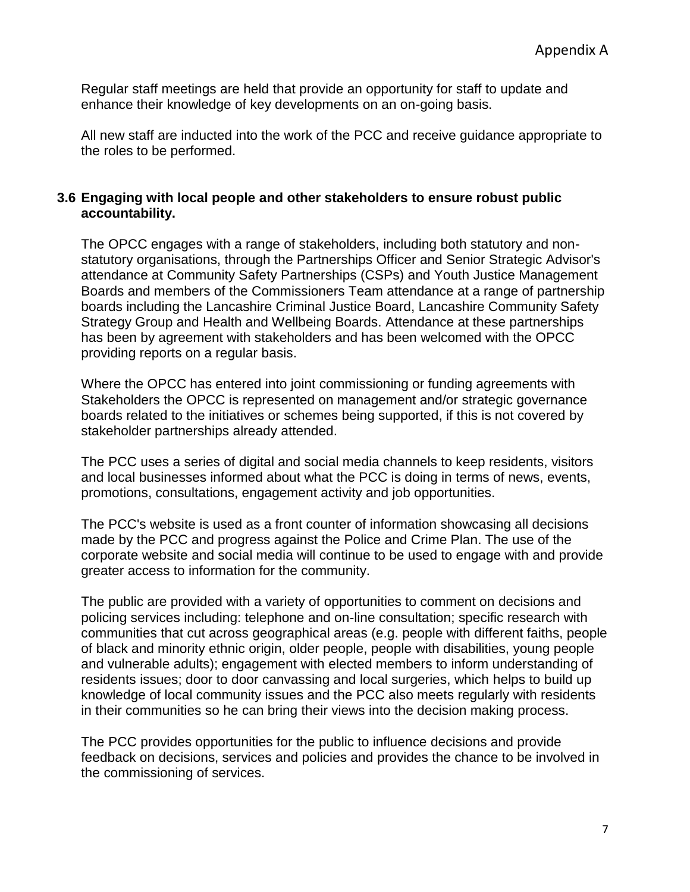Regular staff meetings are held that provide an opportunity for staff to update and enhance their knowledge of key developments on an on-going basis.

All new staff are inducted into the work of the PCC and receive guidance appropriate to the roles to be performed.

### 3.6 Engaging with local people and other stakeholders to ensure robust public accountability.

The OPCC engages with a range of stakeholders, including both statutory and non-statutory organisations, through the Partnerships Officer and Senior Strategic Advisor's attendance at Community Safety Partnerships (CSPs) and Youth Justice Management Boards and members of the Commissioners Team attendance at a range of partnership boards including the Lancashire Criminal Justice Board, Lancashire Community Safety Strategy Group and Health and Wellbeing Boards. Attendance at these partnerships has been by agreement with stakeholders and has been welcomed with the OPCC providing reports on a regular basis.

Where the OPCC has entered into joint commissioning or funding agreements with Stakeholders the OPCC is represented on management and/or strategic governance boards related to the initiatives or schemes being supported, if this is not covered by stakeholder partnerships already attended.

The PCC uses a series of digital and social media channels to keep residents, visitors and local businesses informed about what the PCC is doing in terms of news, events, promotions, consultations, engagement activity and job opportunities.

The PCC's website is used as a front counter of information showcasing all decisions made by the PCC and progress against the Police and Crime Plan. The use of the corporate website and social media will continue to be used to engage with and provide greater access to information for the community.

The public are provided with a variety of opportunities to comment on decisions and policing services including: telephone and on-line consultation; specific research with communities that cut across geographical areas (e.g. people with different faiths, people of black and minority ethnic origin, older people, people with disabilities, young people and vulnerable adults); engagement with elected members to inform understanding of residents issues; door to door canvassing and local surgeries, which helps to build up knowledge of local community issues and the PCC also meets regularly with residents in their communities so he can bring their views into the decision making process.

The PCC provides opportunities for the public to influence decisions and provide feedback on decisions, services and policies and provides the chance to be involved in the commissioning of services.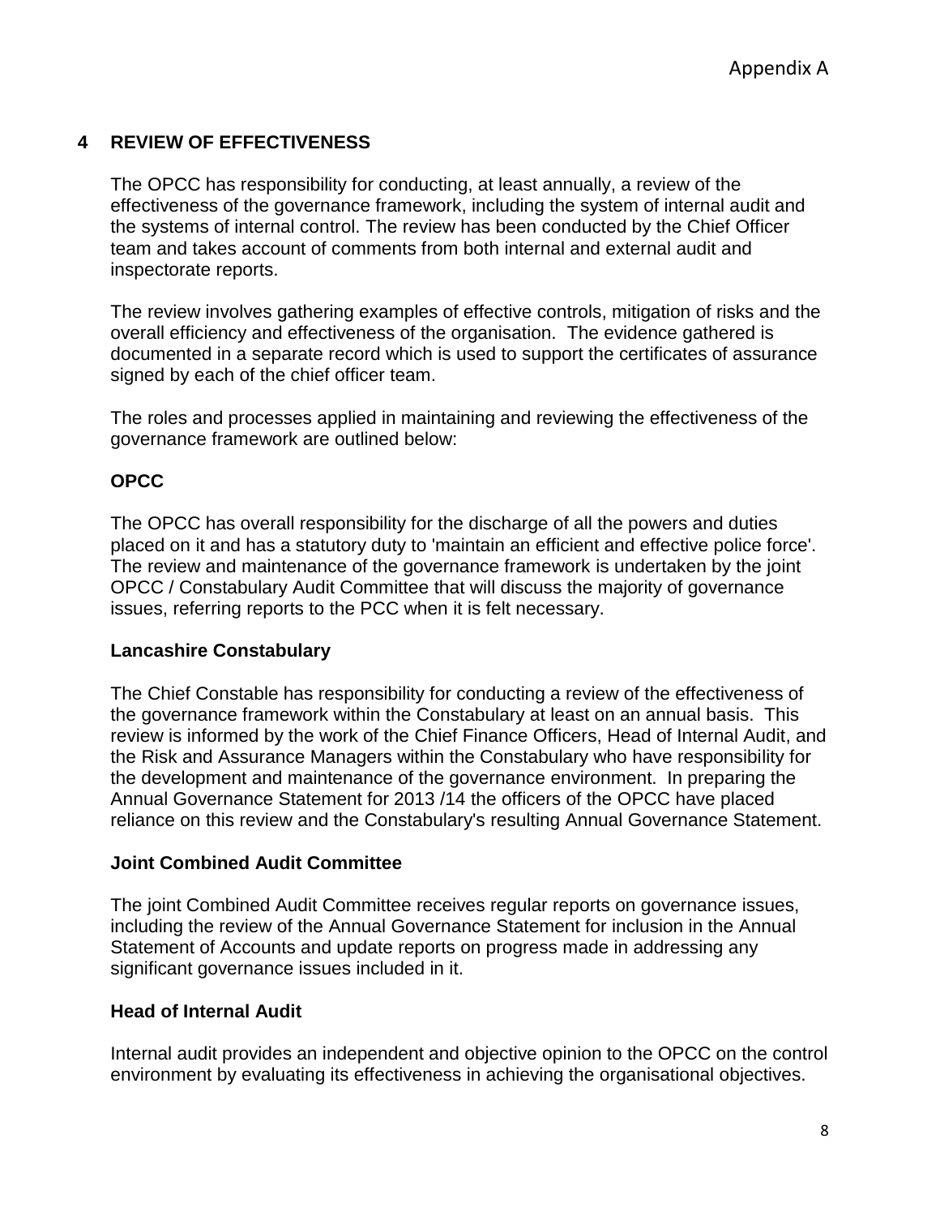## 4 REVIEW OF EFFECTIVENESS

The OPCC has responsibility for conducting, at least annually, a review of the effectiveness of the governance framework, including the system of internal audit and the systems of internal control. The review has been conducted by the Chief Officer team and takes account of comments from both internal and external audit and inspectorate reports.

The review involves gathering examples of effective controls, mitigation of risks and the overall efficiency and effectiveness of the organisation. The evidence gathered is documented in a separate record which is used to support the certificates of assurance signed by each of the chief officer team.

The roles and processes applied in maintaining and reviewing the effectiveness of the governance framework are outlined below:

### OPCC

The OPCC has overall responsibility for the discharge of all the powers and duties placed on it and has a statutory duty to 'maintain an efficient and effective police force'. The review and maintenance of the governance framework is undertaken by the joint OPCC / Constabulary Audit Committee that will discuss the majority of governance issues, referring reports to the PCC when it is felt necessary.

### Lancashire Constabulary

The Chief Constable has responsibility for conducting a review of the effectiveness of the governance framework within the Constabulary at least on an annual basis. This review is informed by the work of the Chief Finance Officers, Head of Internal Audit, and the Risk and Assurance Managers within the Constabulary who have responsibility for the development and maintenance of the governance environment. In preparing the Annual Governance Statement for 2013 /14 the officers of the OPCC have placed reliance on this review and the Constabulary's resulting Annual Governance Statement.

### Joint Combined Audit Committee

The joint Combined Audit Committee receives regular reports on governance issues, including the review of the Annual Governance Statement for inclusion in the Annual Statement of Accounts and update reports on progress made in addressing any significant governance issues included in it.

### Head of Internal Audit

Internal audit provides an independent and objective opinion to the OPCC on the control environment by evaluating its effectiveness in achieving the organisational objectives.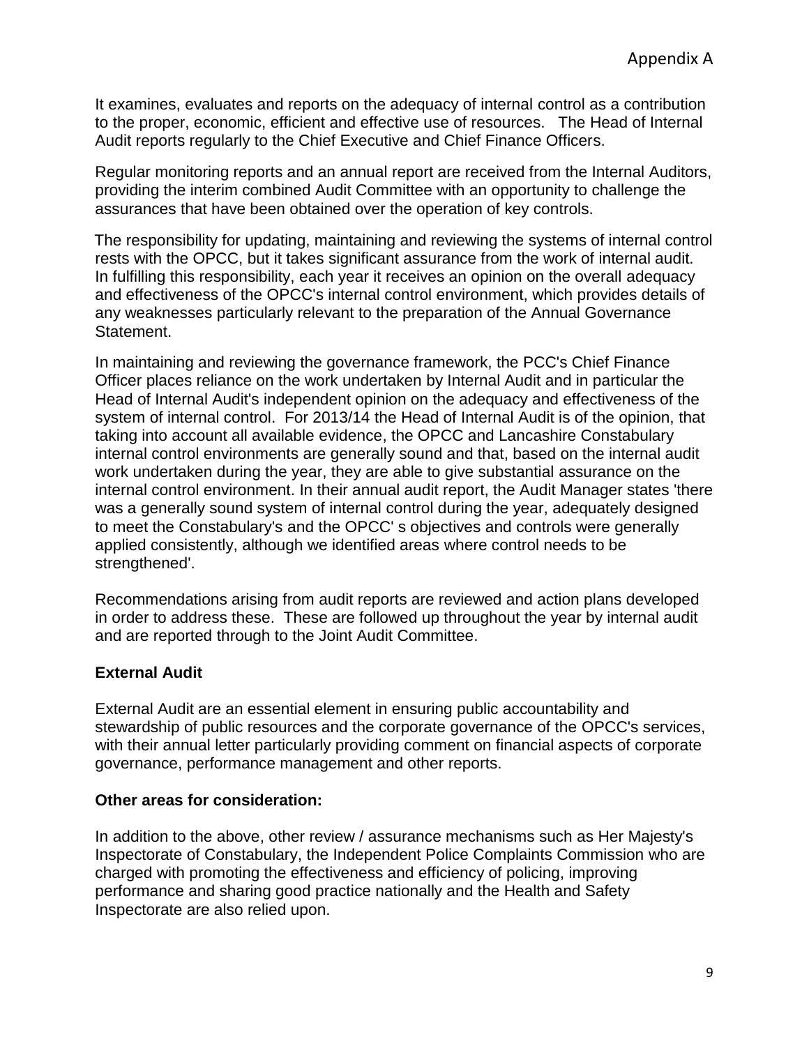It examines, evaluates and reports on the adequacy of internal control as a contribution to the proper, economic, efficient and effective use of resources.  The Head of Internal Audit reports regularly to the Chief Executive and Chief Finance Officers.

Regular monitoring reports and an annual report are received from the Internal Auditors, providing the interim combined Audit Committee with an opportunity to challenge the assurances that have been obtained over the operation of key controls.

The responsibility for updating, maintaining and reviewing the systems of internal control rests with the OPCC, but it takes significant assurance from the work of internal audit. In fulfilling this responsibility, each year it receives an opinion on the overall adequacy and effectiveness of the OPCC's internal control environment, which provides details of any weaknesses particularly relevant to the preparation of the Annual Governance Statement.

In maintaining and reviewing the governance framework, the PCC's Chief Finance Officer places reliance on the work undertaken by Internal Audit and in particular the Head of Internal Audit's independent opinion on the adequacy and effectiveness of the system of internal control.  For 2013/14 the Head of Internal Audit is of the opinion, that taking into account all available evidence, the OPCC and Lancashire Constabulary internal control environments are generally sound and that, based on the internal audit work undertaken during the year, they are able to give substantial assurance on the internal control environment. In their annual audit report, the Audit Manager states 'there was a generally sound system of internal control during the year, adequately designed to meet the Constabulary's and the OPCC' s objectives and controls were generally applied consistently, although we identified areas where control needs to be strengthened'.

Recommendations arising from audit reports are reviewed and action plans developed in order to address these.  These are followed up throughout the year by internal audit and are reported through to the Joint Audit Committee.

**External Audit**

External Audit are an essential element in ensuring public accountability and stewardship of public resources and the corporate governance of the OPCC's services, with their annual letter particularly providing comment on financial aspects of corporate governance, performance management and other reports.

**Other areas for consideration:**

In addition to the above, other review / assurance mechanisms such as Her Majesty's Inspectorate of Constabulary, the Independent Police Complaints Commission who are charged with promoting the effectiveness and efficiency of policing, improving performance and sharing good practice nationally and the Health and Safety Inspectorate are also relied upon.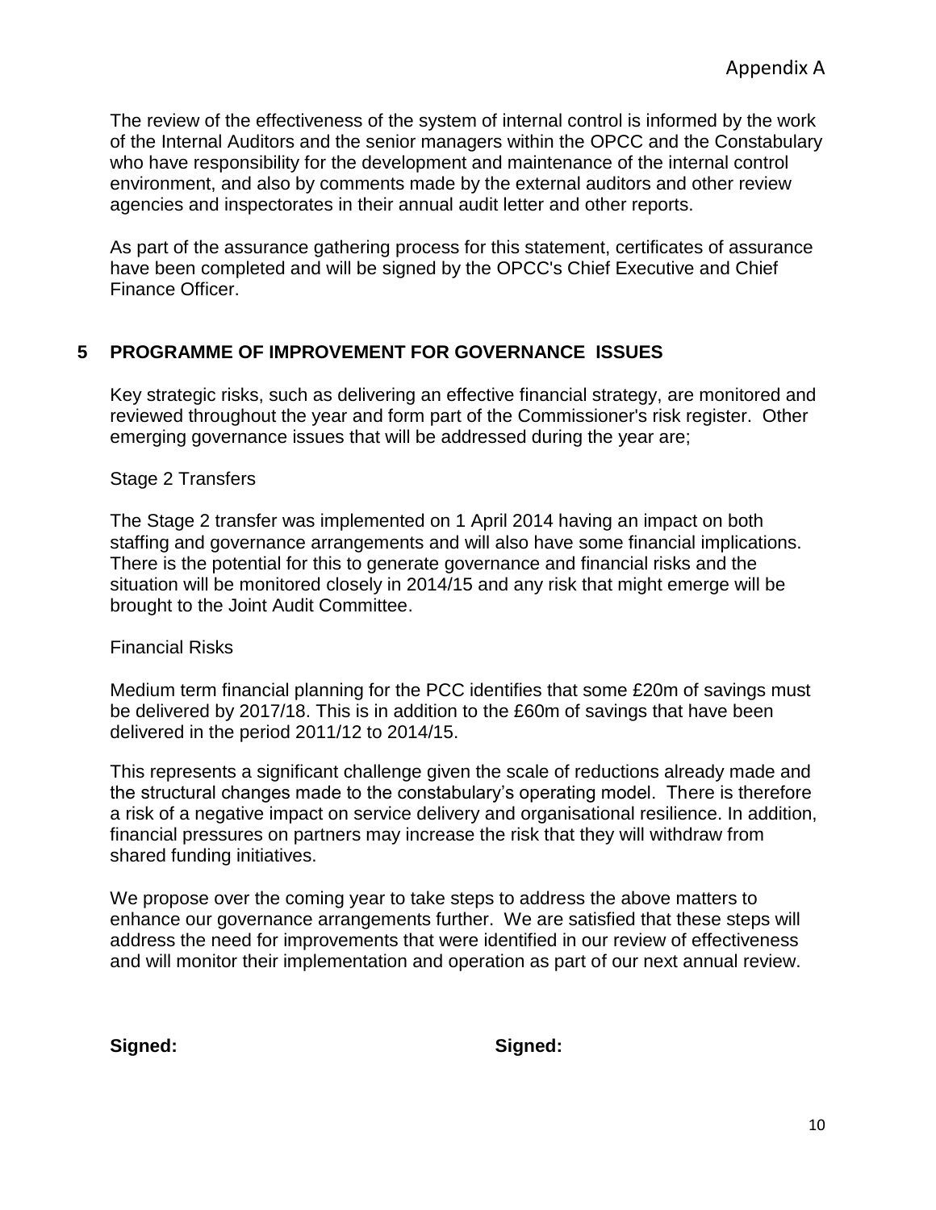The review of the effectiveness of the system of internal control is informed by the work of the Internal Auditors and the senior managers within the OPCC and the Constabulary who have responsibility for the development and maintenance of the internal control environment, and also by comments made by the external auditors and other review agencies and inspectorates in their annual audit letter and other reports.

As part of the assurance gathering process for this statement, certificates of assurance have been completed and will be signed by the OPCC's Chief Executive and Chief Finance Officer.

## 5 PROGRAMME OF IMPROVEMENT FOR GOVERNANCE ISSUES

Key strategic risks, such as delivering an effective financial strategy, are monitored and reviewed throughout the year and form part of the Commissioner's risk register. Other emerging governance issues that will be addressed during the year are;

Stage 2 Transfers

The Stage 2 transfer was implemented on 1 April 2014 having an impact on both staffing and governance arrangements and will also have some financial implications. There is the potential for this to generate governance and financial risks and the situation will be monitored closely in 2014/15 and any risk that might emerge will be brought to the Joint Audit Committee.

Financial Risks

Medium term financial planning for the PCC identifies that some £20m of savings must be delivered by 2017/18. This is in addition to the £60m of savings that have been delivered in the period 2011/12 to 2014/15.

This represents a significant challenge given the scale of reductions already made and the structural changes made to the constabulary's operating model. There is therefore a risk of a negative impact on service delivery and organisational resilience. In addition, financial pressures on partners may increase the risk that they will withdraw from shared funding initiatives.

We propose over the coming year to take steps to address the above matters to enhance our governance arrangements further. We are satisfied that these steps will address the need for improvements that were identified in our review of effectiveness and will monitor their implementation and operation as part of our next annual review.

**Signed:** **Signed:**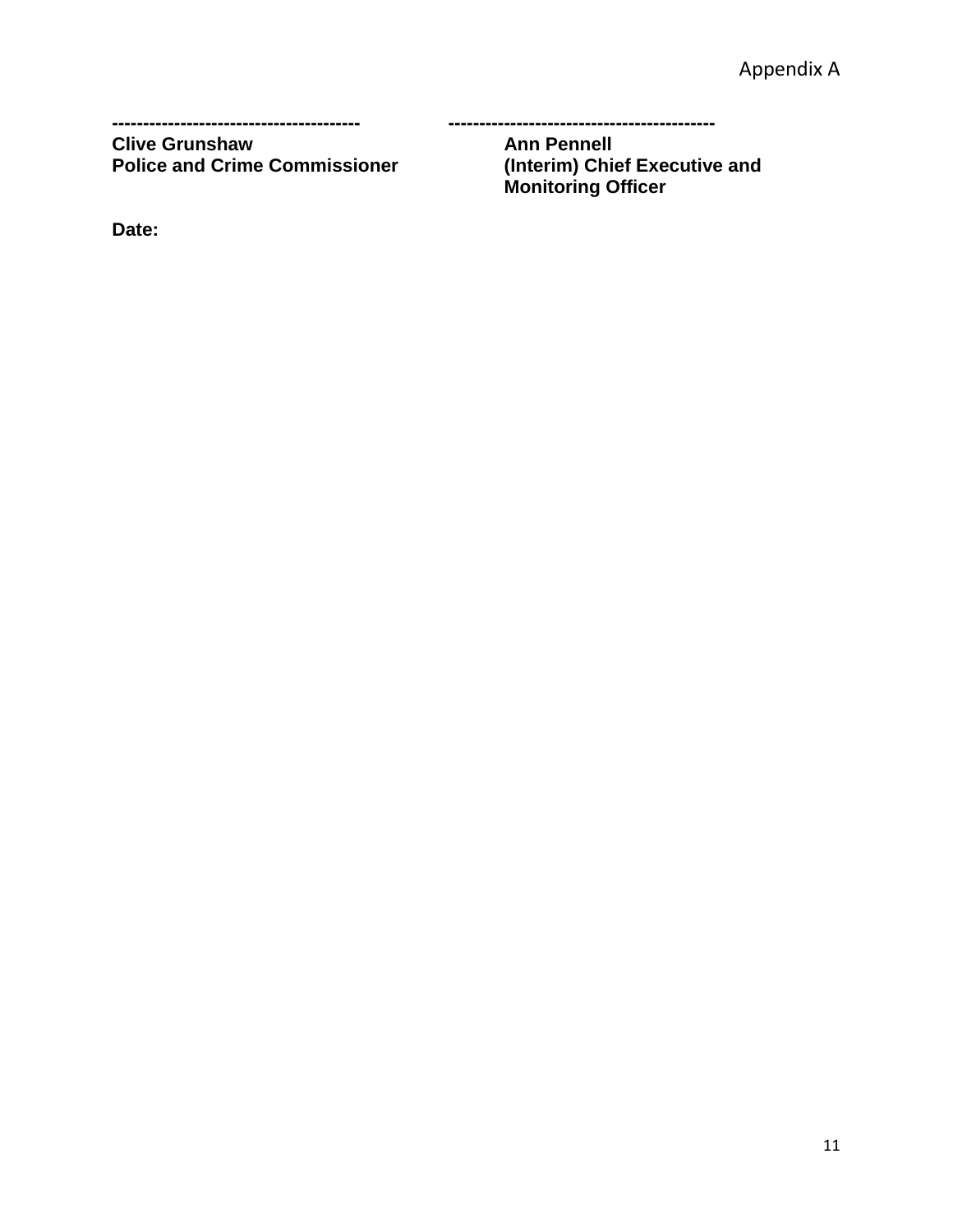Appendix A

| | |
|---|---|
| ---------------------------------------- | ------------------------------------------- |
| **Clive Grunshaw** | **Ann Pennell** |
| **Police and Crime Commissioner** | **(Interim) Chief Executive and Monitoring Officer** |

**Date:**